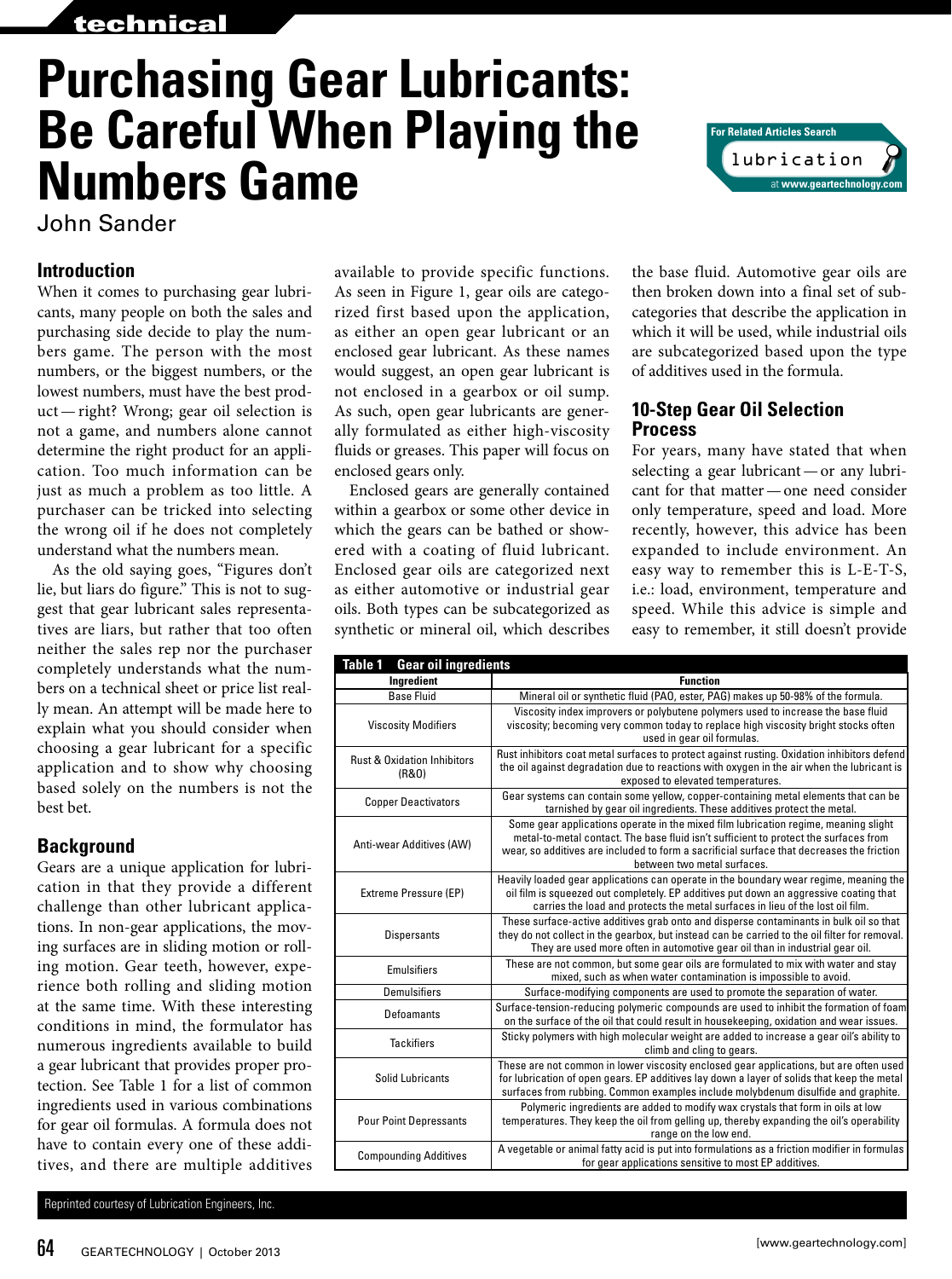# Purchasing Gear Lubricants: Be Careful When Playing the Numbers Game

John Sander

## Introduction

When it comes to purchasing gear lubricants, many people on both the sales and purchasing side decide to play the numbers game. The person with the most numbers, or the biggest numbers, or the lowest numbers, must have the best product—right? Wrong; gear oil selection is not a game, and numbers alone cannot determine the right product for an application. Too much information can be just as much a problem as too little. A purchaser can be tricked into selecting the wrong oil if he does not completely understand what the numbers mean.

As the old saying goes, "Figures don't lie, but liars do figure." This is not to suggest that gear lubricant sales representatives are liars, but rather that too often neither the sales rep nor the purchaser completely understands what the numbers on a technical sheet or price list really mean. An attempt will be made here to explain what you should consider when choosing a gear lubricant for a specific application and to show why choosing based solely on the numbers is not the best bet.

## Background

Gears are a unique application for lubrication in that they provide a different challenge than other lubricant applications. In non-gear applications, the moving surfaces are in sliding motion or rolling motion. Gear teeth, however, experience both rolling and sliding motion at the same time. With these interesting conditions in mind, the formulator has numerous ingredients available to build a gear lubricant that provides proper protection. See Table 1 for a list of common ingredients used in various combinations for gear oil formulas. A formula does not have to contain every one of these additives, and there are multiple additives available to provide specific functions. As seen in Figure 1, gear oils are categorized first based upon the application, as either an open gear lubricant or an enclosed gear lubricant. As these names would suggest, an open gear lubricant is not enclosed in a gearbox or oil sump. As such, open gear lubricants are generally formulated as either high-viscosity fluids or greases. This paper will focus on enclosed gears only.

Enclosed gears are generally contained within a gearbox or some other device in which the gears can be bathed or showered with a coating of fluid lubricant. Enclosed gear oils are categorized next as either automotive or industrial gear oils. Both types can be subcategorized as synthetic or mineral oil, which describes the base fluid. Automotive gear oils are then broken down into a final set of subcategories that describe the application in which it will be used, while industrial oils are subcategorized based upon the type of additives used in the formula.

## 10-Step Gear Oil Selection Process

For years, many have stated that when selecting a gear lubricant—or any lubricant for that matter—one need consider only temperature, speed and load. More recently, however, this advice has been expanded to include environment. An easy way to remember this is L-E-T-S, i.e.: load, environment, temperature and speed. While this advice is simple and easy to remember, it still doesn't provide

**Table 1 Gear oil ingredients**

| Ingredient | Function |
|---|---|
| Base Fluid | Mineral oil or synthetic fluid (PAO, ester, PAG) makes up 50-98% of the formula. |
| Viscosity Modifiers | Viscosity index improvers or polybutene polymers used to increase the base fluid viscosity; becoming very common today to replace high viscosity bright stocks often used in gear oil formulas. |
| Rust & Oxidation Inhibitors (R&O) | Rust inhibitors coat metal surfaces to protect against rusting. Oxidation inhibitors defend the oil against degradation due to reactions with oxygen in the air when the lubricant is exposed to elevated temperatures. |
| Copper Deactivators | Gear systems can contain some yellow, copper-containing metal elements that can be tarnished by gear oil ingredients. These additives protect the metal. |
| Anti-wear Additives (AW) | Some gear applications operate in the mixed film lubrication regime, meaning slight metal-to-metal contact. The base fluid isn't sufficient to protect the surfaces from wear, so additives are included to form a sacrificial surface that decreases the friction between two metal surfaces. |
| Extreme Pressure (EP) | Heavily loaded gear applications can operate in the boundary wear regime, meaning the oil film is squeezed out completely. EP additives put down an aggressive coating that carries the load and protects the metal surfaces in lieu of the lost oil film. |
| Dispersants | These surface-active additives grab onto and disperse contaminants in bulk oil so that they do not collect in the gearbox, but instead can be carried to the oil filter for removal. They are used more often in automotive gear oil than in industrial gear oil. |
| Emulsifiers | These are not common, but some gear oils are formulated to mix with water and stay mixed, such as when water contamination is impossible to avoid. |
| Demulsifiers | Surface-modifying components are used to promote the separation of water. |
| Defoamants | Surface-tension-reducing polymeric compounds are used to inhibit the formation of foam on the surface of the oil that could result in housekeeping, oxidation and wear issues. |
| Tackifiers | Sticky polymers with high molecular weight are added to increase a gear oil's ability to climb and cling to gears. |
| Solid Lubricants | These are not common in lower viscosity enclosed gear applications, but are often used for lubrication of open gears. EP additives lay down a layer of solids that keep the metal surfaces from rubbing. Common examples include molybdenum disulfide and graphite. |
| Pour Point Depressants | Polymeric ingredients are added to modify wax crystals that form in oils at low temperatures. They keep the oil from gelling up, thereby expanding the oil's operability range on the low end. |
| Compounding Additives | A vegetable or animal fatty acid is put into formulations as a friction modifier in formulas for gear applications sensitive to most EP additives. |

Reprinted courtesy of Lubrication Engineers, Inc.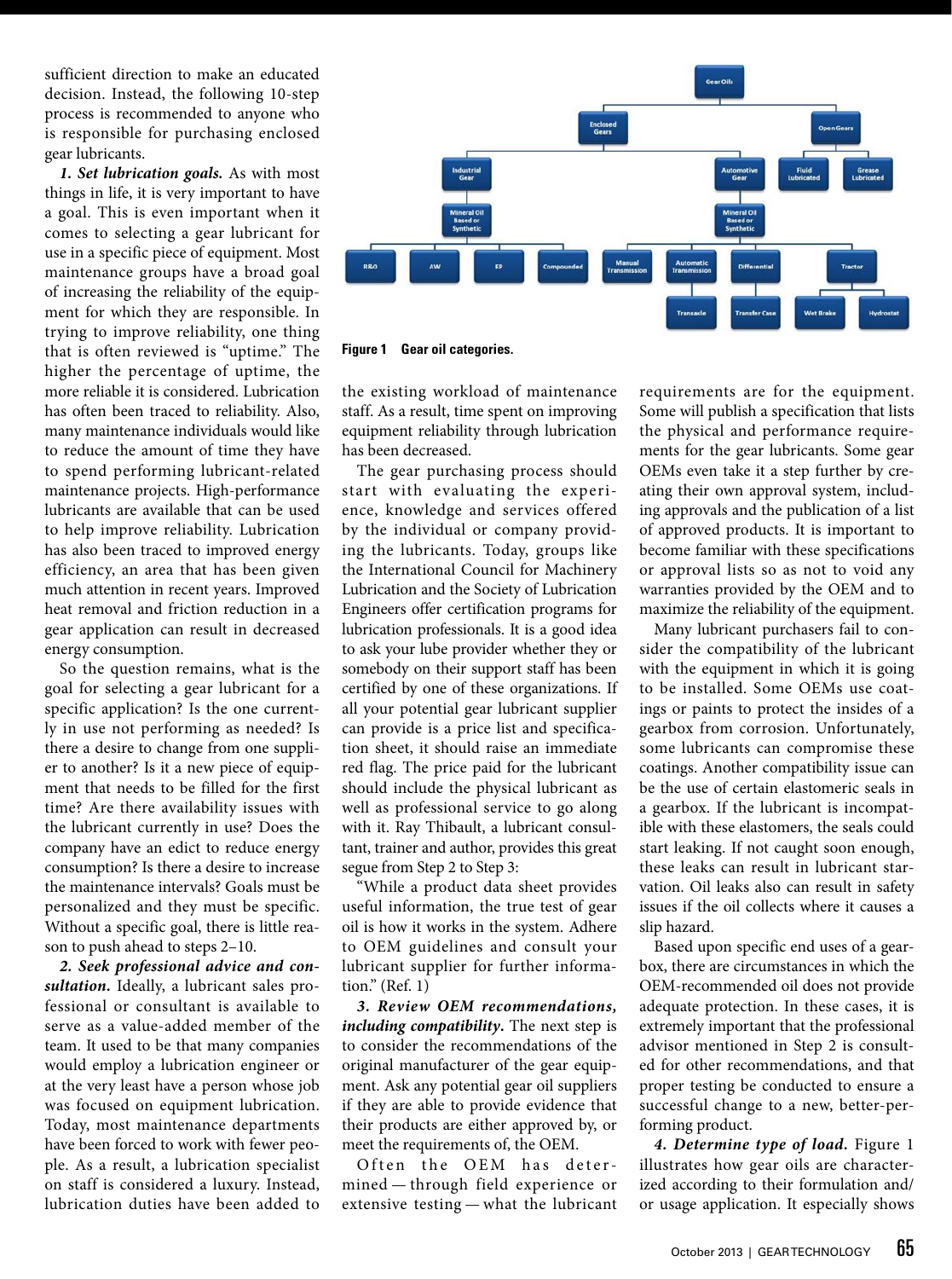sufficient direction to make an educated decision. Instead, the following 10-step process is recommended to anyone who is responsible for purchasing enclosed gear lubricants.

***1. Set lubrication goals.*** As with most things in life, it is very important to have a goal. This is even important when it comes to selecting a gear lubricant for use in a specific piece of equipment. Most maintenance groups have a broad goal of increasing the reliability of the equipment for which they are responsible. In trying to improve reliability, one thing that is often reviewed is "uptime." The higher the percentage of uptime, the more reliable it is considered. Lubrication has often been traced to reliability. Also, many maintenance individuals would like to reduce the amount of time they have to spend performing lubricant-related maintenance projects. High-performance lubricants are available that can be used to help improve reliability. Lubrication has also been traced to improved energy efficiency, an area that has been given much attention in recent years. Improved heat removal and friction reduction in a gear application can result in decreased energy consumption.

So the question remains, what is the goal for selecting a gear lubricant for a specific application? Is the one currently in use not performing as needed? Is there a desire to change from one supplier to another? Is it a new piece of equipment that needs to be filled for the first time? Are there availability issues with the lubricant currently in use? Does the company have an edict to reduce energy consumption? Is there a desire to increase the maintenance intervals? Goals must be personalized and they must be specific. Without a specific goal, there is little reason to push ahead to steps 2–10.

***2. Seek professional advice and consultation.*** Ideally, a lubricant sales professional or consultant is available to serve as a value-added member of the team. It used to be that many companies would employ a lubrication engineer or at the very least have a person whose job was focused on equipment lubrication. Today, most maintenance departments have been forced to work with fewer people. As a result, a lubrication specialist on staff is considered a luxury. Instead, lubrication duties have been added to the existing workload of maintenance staff. As a result, time spent on improving equipment reliability through lubrication has been decreased.

The gear purchasing process should start with evaluating the experience, knowledge and services offered by the individual or company providing the lubricants. Today, groups like the International Council for Machinery Lubrication and the Society of Lubrication Engineers offer certification programs for lubrication professionals. It is a good idea to ask your lube provider whether they or somebody on their support staff has been certified by one of these organizations. If all your potential gear lubricant supplier can provide is a price list and specification sheet, it should raise an immediate red flag. The price paid for the lubricant should include the physical lubricant as well as professional service to go along with it. Ray Thibault, a lubricant consultant, trainer and author, provides this great segue from Step 2 to Step 3:

"While a product data sheet provides useful information, the true test of gear oil is how it works in the system. Adhere to OEM guidelines and consult your lubricant supplier for further information." (Ref. 1)

***3. Review OEM recommendations, including compatibility.*** The next step is to consider the recommendations of the original manufacturer of the gear equipment. Ask any potential gear oil suppliers if they are able to provide evidence that their products are either approved by, or meet the requirements of, the OEM.

Often the OEM has determined — through field experience or extensive testing — what the lubricant requirements are for the equipment. Some will publish a specification that lists the physical and performance requirements for the gear lubricants. Some gear OEMs even take it a step further by creating their own approval system, including approvals and the publication of a list of approved products. It is important to become familiar with these specifications or approval lists so as not to void any warranties provided by the OEM and to maximize the reliability of the equipment.

Many lubricant purchasers fail to consider the compatibility of the lubricant with the equipment in which it is going to be installed. Some OEMs use coatings or paints to protect the insides of a gearbox from corrosion. Unfortunately, some lubricants can compromise these coatings. Another compatibility issue can be the use of certain elastomeric seals in a gearbox. If the lubricant is incompatible with these elastomers, the seals could start leaking. If not caught soon enough, these leaks can result in lubricant starvation. Oil leaks also can result in safety issues if the oil collects where it causes a slip hazard.

Based upon specific end uses of a gearbox, there are circumstances in which the OEM-recommended oil does not provide adequate protection. In these cases, it is extremely important that the professional advisor mentioned in Step 2 is consulted for other recommendations, and that proper testing be conducted to ensure a successful change to a new, better-performing product.

***4. Determine type of load.*** Figure 1 illustrates how gear oils are characterized according to their formulation and/or usage application. It especially shows

**Figure 1 Gear oil categories.**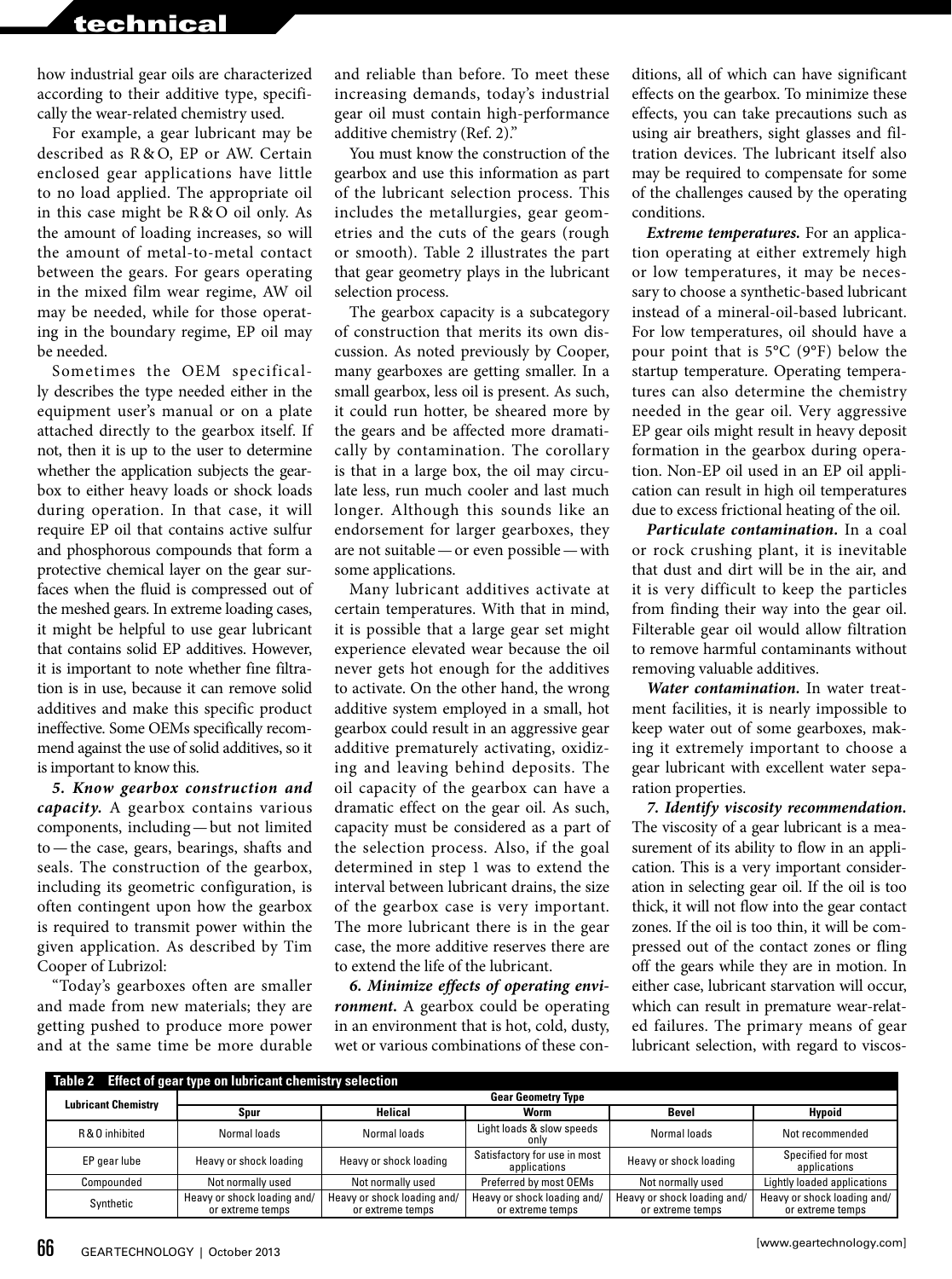how industrial gear oils are characterized according to their additive type, specifically the wear-related chemistry used.

For example, a gear lubricant may be described as R & O, EP or AW. Certain enclosed gear applications have little to no load applied. The appropriate oil in this case might be R & O oil only. As the amount of loading increases, so will the amount of metal-to-metal contact between the gears. For gears operating in the mixed film wear regime, AW oil may be needed, while for those operating in the boundary regime, EP oil may be needed.

Sometimes the OEM specifically describes the type needed either in the equipment user's manual or on a plate attached directly to the gearbox itself. If not, then it is up to the user to determine whether the application subjects the gearbox to either heavy loads or shock loads during operation. In that case, it will require EP oil that contains active sulfur and phosphorous compounds that form a protective chemical layer on the gear surfaces when the fluid is compressed out of the meshed gears. In extreme loading cases, it might be helpful to use gear lubricant that contains solid EP additives. However, it is important to note whether fine filtration is in use, because it can remove solid additives and make this specific product ineffective. Some OEMs specifically recommend against the use of solid additives, so it is important to know this.

***5. Know gearbox construction and capacity.*** A gearbox contains various components, including — but not limited to — the case, gears, bearings, shafts and seals. The construction of the gearbox, including its geometric configuration, is often contingent upon how the gearbox is required to transmit power within the given application. As described by Tim Cooper of Lubrizol:

"Today's gearboxes often are smaller and made from new materials; they are getting pushed to produce more power and at the same time be more durable and reliable than before. To meet these increasing demands, today's industrial gear oil must contain high-performance additive chemistry (Ref. 2)."

You must know the construction of the gearbox and use this information as part of the lubricant selection process. This includes the metallurgies, gear geometries and the cuts of the gears (rough or smooth). Table 2 illustrates the part that gear geometry plays in the lubricant selection process.

The gearbox capacity is a subcategory of construction that merits its own discussion. As noted previously by Cooper, many gearboxes are getting smaller. In a small gearbox, less oil is present. As such, it could run hotter, be sheared more by the gears and be affected more dramatically by contamination. The corollary is that in a large box, the oil may circulate less, run much cooler and last much longer. Although this sounds like an endorsement for larger gearboxes, they are not suitable — or even possible — with some applications.

Many lubricant additives activate at certain temperatures. With that in mind, it is possible that a large gear set might experience elevated wear because the oil never gets hot enough for the additives to activate. On the other hand, the wrong additive system employed in a small, hot gearbox could result in an aggressive gear additive prematurely activating, oxidizing and leaving behind deposits. The oil capacity of the gearbox can have a dramatic effect on the gear oil. As such, capacity must be considered as a part of the selection process. Also, if the goal determined in step 1 was to extend the interval between lubricant drains, the size of the gearbox case is very important. The more lubricant there is in the gear case, the more additive reserves there are to extend the life of the lubricant.

***6. Minimize effects of operating environment.*** A gearbox could be operating in an environment that is hot, cold, dusty, wet or various combinations of these conditions, all of which can have significant effects on the gearbox. To minimize these effects, you can take precautions such as using air breathers, sight glasses and filtration devices. The lubricant itself also may be required to compensate for some of the challenges caused by the operating conditions.

***Extreme temperatures.*** For an application operating at either extremely high or low temperatures, it may be necessary to choose a synthetic-based lubricant instead of a mineral-oil-based lubricant. For low temperatures, oil should have a pour point that is 5°C (9°F) below the startup temperature. Operating temperatures can also determine the chemistry needed in the gear oil. Very aggressive EP gear oils might result in heavy deposit formation in the gearbox during operation. Non-EP oil used in an EP oil application can result in high oil temperatures due to excess frictional heating of the oil.

***Particulate contamination.*** In a coal or rock crushing plant, it is inevitable that dust and dirt will be in the air, and it is very difficult to keep the particles from finding their way into the gear oil. Filterable gear oil would allow filtration to remove harmful contaminants without removing valuable additives.

***Water contamination.*** In water treatment facilities, it is nearly impossible to keep water out of some gearboxes, making it extremely important to choose a gear lubricant with excellent water separation properties.

***7. Identify viscosity recommendation.*** The viscosity of a gear lubricant is a measurement of its ability to flow in an application. This is a very important consideration in selecting gear oil. If the oil is too thick, it will not flow into the gear contact zones. If the oil is too thin, it will be compressed out of the contact zones or fling off the gears while they are in motion. In either case, lubricant starvation will occur, which can result in premature wear-related failures. The primary means of gear lubricant selection, with regard to viscos-

**Table 2 Effect of gear type on lubricant chemistry selection**

| Lubricant Chemistry | Gear Geometry Type | | | | |
|---|---|---|---|---|---|
| | Spur | Helical | Worm | Bevel | Hypoid |
| R & O inhibited | Normal loads | Normal loads | Light loads & slow speeds only | Normal loads | Not recommended |
| EP gear lube | Heavy or shock loading | Heavy or shock loading | Satisfactory for use in most applications | Heavy or shock loading | Specified for most applications |
| Compounded | Not normally used | Not normally used | Preferred by most OEMs | Not normally used | Lightly loaded applications |
| Synthetic | Heavy or shock loading and/or extreme temps | Heavy or shock loading and/or extreme temps | Heavy or shock loading and/or extreme temps | Heavy or shock loading and/or extreme temps | Heavy or shock loading and/or extreme temps |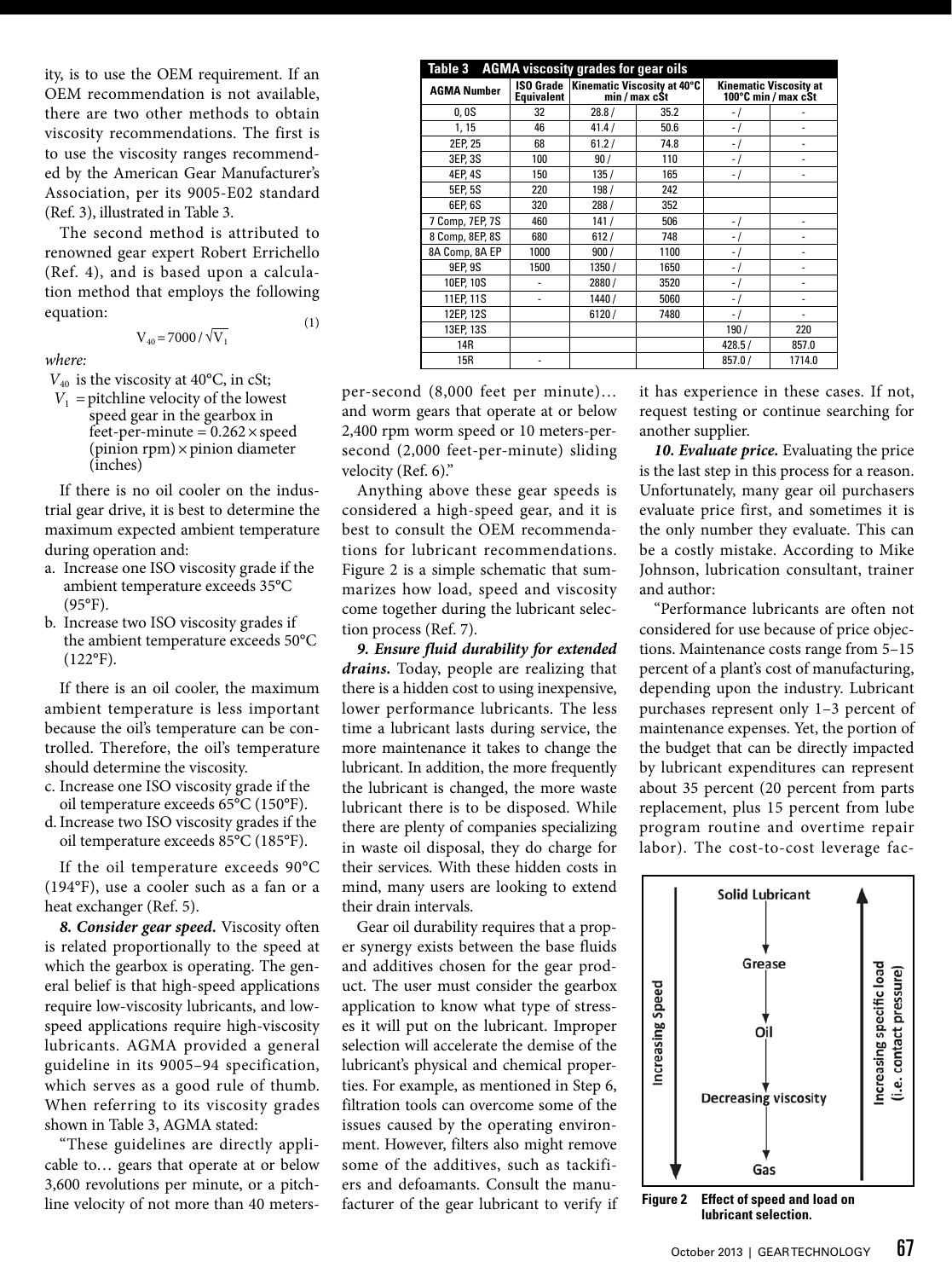ity, is to use the OEM requirement. If an OEM recommendation is not available, there are two other methods to obtain viscosity recommendations. The first is to use the viscosity ranges recommended by the American Gear Manufacturer's Association, per its 9005-E02 standard (Ref. 3), illustrated in Table 3.

The second method is attributed to renowned gear expert Robert Errichello (Ref. 4), and is based upon a calculation method that employs the following equation:

$$V_{40} = 7000 / \sqrt{V_1} \tag{1}$$

*where:*

$V_{40}$ is the viscosity at 40°C, in cSt;
$V_1$ = pitchline velocity of the lowest speed gear in the gearbox in feet-per-minute = 0.262 × speed (pinion rpm) × pinion diameter (inches)

If there is no oil cooler on the industrial gear drive, it is best to determine the maximum expected ambient temperature during operation and:

a. Increase one ISO viscosity grade if the ambient temperature exceeds 35°C (95°F).
b. Increase two ISO viscosity grades if the ambient temperature exceeds 50°C (122°F).

If there is an oil cooler, the maximum ambient temperature is less important because the oil's temperature can be controlled. Therefore, the oil's temperature should determine the viscosity.

c. Increase one ISO viscosity grade if the oil temperature exceeds 65°C (150°F).
d. Increase two ISO viscosity grades if the oil temperature exceeds 85°C (185°F).

If the oil temperature exceeds 90°C (194°F), use a cooler such as a fan or a heat exchanger (Ref. 5).

***8. Consider gear speed.*** Viscosity often is related proportionally to the speed at which the gearbox is operating. The general belief is that high-speed applications require low-viscosity lubricants, and low-speed applications require high-viscosity lubricants. AGMA provided a general guideline in its 9005–94 specification, which serves as a good rule of thumb. When referring to its viscosity grades shown in Table 3, AGMA stated:

"These guidelines are directly applicable to… gears that operate at or below 3,600 revolutions per minute, or a pitchline velocity of not more than 40 meters-per-second (8,000 feet per minute)… and worm gears that operate at or below 2,400 rpm worm speed or 10 meters-per-second (2,000 feet-per-minute) sliding velocity (Ref. 6)."

**Table 3 AGMA viscosity grades for gear oils**

| AGMA Number | ISO Grade Equivalent | Kinematic Viscosity at 40°C min / max cSt | | Kinematic Viscosity at 100°C min / max cSt | |
|---|---|---|---|---|---|
| 0, 0S | 32 | 28.8 / | 35.2 | - / | - |
| 1, 15 | 46 | 41.4 / | 50.6 | - / | - |
| 2EP, 25 | 68 | 61.2 / | 74.8 | - / | - |
| 3EP, 3S | 100 | 90 / | 110 | - / | - |
| 4EP, 4S | 150 | 135 / | 165 | - / | - |
| 5EP, 5S | 220 | 198 / | 242 | | |
| 6EP, 6S | 320 | 288 / | 352 | | |
| 7 Comp, 7EP, 7S | 460 | 141 / | 506 | - / | - |
| 8 Comp, 8EP, 8S | 680 | 612 / | 748 | - / | - |
| 8A Comp, 8A EP | 1000 | 900 / | 1100 | - / | - |
| 9EP, 9S | 1500 | 1350 / | 1650 | - / | - |
| 10EP, 10S | - | 2880 / | 3520 | - / | - |
| 11EP, 11S | - | 1440 / | 5060 | - / | - |
| 12EP, 12S | | 6120 / | 7480 | - / | - |
| 13EP, 13S | | | | 190 / | 220 |
| 14R | | | | 428.5 / | 857.0 |
| 15R | - | | | 857.0 / | 1714.0 |

Anything above these gear speeds is considered a high-speed gear, and it is best to consult the OEM recommendations for lubricant recommendations. Figure 2 is a simple schematic that summarizes how load, speed and viscosity come together during the lubricant selection process (Ref. 7).

***9. Ensure fluid durability for extended drains.*** Today, people are realizing that there is a hidden cost to using inexpensive, lower performance lubricants. The less time a lubricant lasts during service, the more maintenance it takes to change the lubricant. In addition, the more frequently the lubricant is changed, the more waste lubricant there is to be disposed. While there are plenty of companies specializing in waste oil disposal, they do charge for their services. With these hidden costs in mind, many users are looking to extend their drain intervals.

Gear oil durability requires that a proper synergy exists between the base fluids and additives chosen for the gear product. The user must consider the gearbox application to know what type of stresses it will put on the lubricant. Improper selection will accelerate the demise of the lubricant's physical and chemical properties. For example, as mentioned in Step 6, filtration tools can overcome some of the issues caused by the operating environment. However, filters also might remove some of the additives, such as tackifiers and defoamants. Consult the manufacturer of the gear lubricant to verify if it has experience in these cases. If not, request testing or continue searching for another supplier.

***10. Evaluate price.*** Evaluating the price is the last step in this process for a reason. Unfortunately, many gear oil purchasers evaluate price first, and sometimes it is the only number they evaluate. This can be a costly mistake. According to Mike Johnson, lubrication consultant, trainer and author:

"Performance lubricants are often not considered for use because of price objections. Maintenance costs range from 5–15 percent of a plant's cost of manufacturing, depending upon the industry. Lubricant purchases represent only 1–3 percent of maintenance expenses. Yet, the portion of the budget that can be directly impacted by lubricant expenditures can represent about 35 percent (20 percent from parts replacement, plus 15 percent from lube program routine and overtime repair labor). The cost-to-cost leverage fac-

Solid Lubricant → Grease → Oil → Decreasing viscosity → Gas (Increasing Speed; Increasing specific load (i.e. contact pressure))

**Figure 2 Effect of speed and load on lubricant selection.**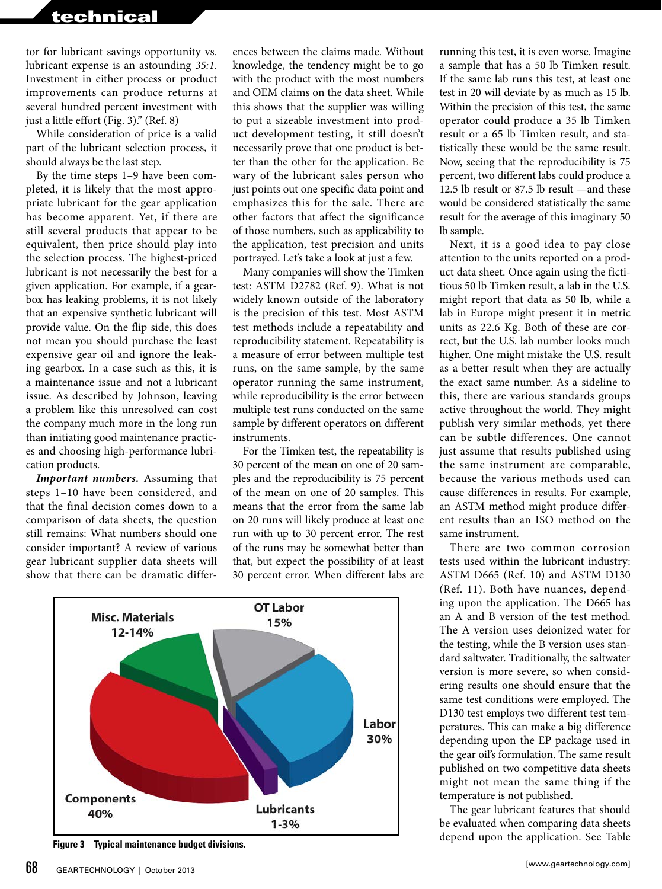tor for lubricant savings opportunity vs. lubricant expense is an astounding *35:1*. Investment in either process or product improvements can produce returns at several hundred percent investment with just a little effort (Fig. 3)." (Ref. 8)

While consideration of price is a valid part of the lubricant selection process, it should always be the last step.

By the time steps 1–9 have been completed, it is likely that the most appropriate lubricant for the gear application has become apparent. Yet, if there are still several products that appear to be equivalent, then price should play into the selection process. The highest-priced lubricant is not necessarily the best for a given application. For example, if a gearbox has leaking problems, it is not likely that an expensive synthetic lubricant will provide value. On the flip side, this does not mean you should purchase the least expensive gear oil and ignore the leaking gearbox. In a case such as this, it is a maintenance issue and not a lubricant issue. As described by Johnson, leaving a problem like this unresolved can cost the company much more in the long run than initiating good maintenance practices and choosing high-performance lubrication products.

***Important numbers.*** Assuming that steps 1–10 have been considered, and that the final decision comes down to a comparison of data sheets, the question still remains: What numbers should one consider important? A review of various gear lubricant supplier data sheets will show that there can be dramatic differences between the claims made. Without knowledge, the tendency might be to go with the product with the most numbers and OEM claims on the data sheet. While this shows that the supplier was willing to put a sizeable investment into product development testing, it still doesn't necessarily prove that one product is better than the other for the application. Be wary of the lubricant sales person who just points out one specific data point and emphasizes this for the sale. There are other factors that affect the significance of those numbers, such as applicability to the application, test precision and units portrayed. Let's take a look at just a few.

Many companies will show the Timken test: ASTM D2782 (Ref. 9). What is not widely known outside of the laboratory is the precision of this test. Most ASTM test methods include a repeatability and reproducibility statement. Repeatability is a measure of error between multiple test runs, on the same sample, by the same operator running the same instrument, while reproducibility is the error between multiple test runs conducted on the same sample by different operators on different instruments.

For the Timken test, the repeatability is 30 percent of the mean on one of 20 samples and the reproducibility is 75 percent of the mean on one of 20 samples. This means that the error from the same lab on 20 runs will likely produce at least one run with up to 30 percent error. The rest of the runs may be somewhat better than that, but expect the possibility of at least 30 percent error. When different labs are running this test, it is even worse. Imagine a sample that has a 50 lb Timken result. If the same lab runs this test, at least one test in 20 will deviate by as much as 15 lb. Within the precision of this test, the same operator could produce a 35 lb Timken result or a 65 lb Timken result, and statistically these would be the same result. Now, seeing that the reproducibility is 75 percent, two different labs could produce a 12.5 lb result or 87.5 lb result —and these would be considered statistically the same result for the average of this imaginary 50 lb sample.

Next, it is a good idea to pay close attention to the units reported on a product data sheet. Once again using the fictitious 50 lb Timken result, a lab in the U.S. might report that data as 50 lb, while a lab in Europe might present it in metric units as 22.6 Kg. Both of these are correct, but the U.S. lab number looks much higher. One might mistake the U.S. result as a better result when they are actually the exact same number. As a sideline to this, there are various standards groups active throughout the world. They might publish very similar methods, yet there can be subtle differences. One cannot just assume that results published using the same instrument are comparable, because the various methods used can cause differences in results. For example, an ASTM method might produce different results than an ISO method on the same instrument.

There are two common corrosion tests used within the lubricant industry: ASTM D665 (Ref. 10) and ASTM D130 (Ref. 11). Both have nuances, depending upon the application. The D665 has an A and B version of the test method. The A version uses deionized water for the testing, while the B version uses standard saltwater. Traditionally, the saltwater version is more severe, so when considering results one should ensure that the same test conditions were employed. The D130 test employs two different test temperatures. This can make a big difference depending upon the EP package used in the gear oil's formulation. The same result published on two competitive data sheets might not mean the same thing if the temperature is not published.

The gear lubricant features that should be evaluated when comparing data sheets depend upon the application. See Table

Misc. Materials 12-14%
OT Labor 15%
Labor 30%
Lubricants 1-3%
Components 40%

**Figure 3** Typical maintenance budget divisions.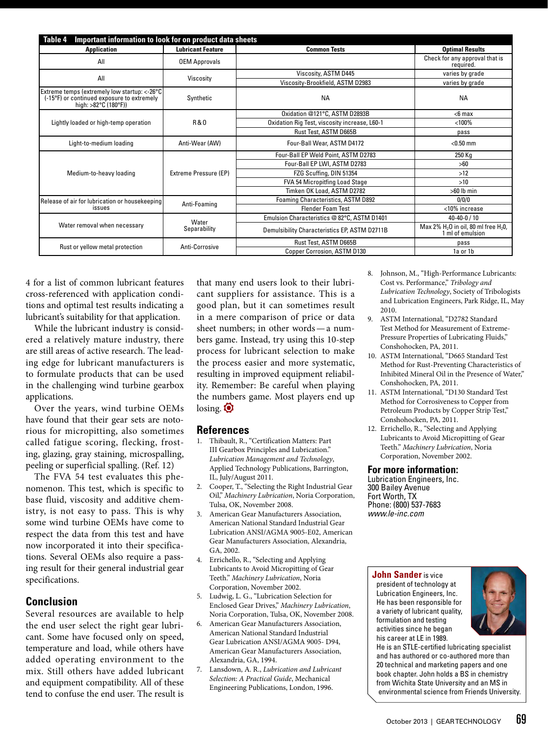**Table 4 Important information to look for on product data sheets**

| Application | Lubricant Feature | Common Tests | Optimal Results |
|---|---|---|---|
| All | OEM Approvals | | Check for any approval that is required. |
| All | Viscosity | Viscosity, ASTM D445 | varies by grade |
| | | Viscosity-Brookfield, ASTM D2983 | varies by grade |
| Extreme temps (extremely low startup: <-26°C (-15°F) or continued exposure to extremely high: >82°C (180°F)) | Synthetic | NA | NA |
| Lightly loaded or high-temp operation | R & O | Oxidation @121°C, ASTM D2893B | <6 max |
| | | Oxidation Rig Test, viscosity increase, L60-1 | <100% |
| | | Rust Test, ASTM D665B | pass |
| Light-to-medium loading | Anti-Wear (AW) | Four-Ball Wear, ASTM D4172 | <0.50 mm |
| Medium-to-heavy loading | Extreme Pressure (EP) | Four-Ball EP Weld Point, ASTM D2783 | 250 Kg |
| | | Four-Ball EP LWI, ASTM D2783 | >60 |
| | | FZG Scuffing, DIN 51354 | >12 |
| | | FVA 54 Micropitfing Load Stage | >10 |
| | | Timken OK Load, ASTM D2782 | >60 lb min |
| Release of air for lubrication or housekeeping issues | Anti-Foaming | Foaming Characteristics, ASTM D892 | 0/0/0 |
| | | Flender Foam Test | <10% increase |
| Water removal when necessary | Water Separability | Emulsion Characteristics @ 82°C, ASTM D1401 | 40-40-0 / 10 |
| | | Demulsibility Characteristics EP, ASTM D2711B | Max 2% $H_2O$ in oil, 80 ml free $H_2O$, 1 ml of emulsion |
| Rust or yellow metal protection | Anti-Corrosive | Rust Test, ASTM D665B | pass |
| | | Copper Corrosion, ASTM D130 | 1a or 1b |

4 for a list of common lubricant features cross-referenced with application conditions and optimal test results indicating a lubricant's suitability for that application.

While the lubricant industry is considered a relatively mature industry, there are still areas of active research. The leading edge for lubricant manufacturers is to formulate products that can be used in the challenging wind turbine gearbox applications.

Over the years, wind turbine OEMs have found that their gear sets are notorious for micropitting, also sometimes called fatigue scoring, flecking, frosting, glazing, gray staining, microspalling, peeling or superficial spalling. (Ref. 12)

The FVA 54 test evaluates this phenomenon. This test, which is specific to base fluid, viscosity and additive chemistry, is not easy to pass. This is why some wind turbine OEMs have come to respect the data from this test and have now incorporated it into their specifications. Several OEMs also require a passing result for their general industrial gear specifications.

## Conclusion

Several resources are available to help the end user select the right gear lubricant. Some have focused only on speed, temperature and load, while others have added operating environment to the mix. Still others have added lubricant and equipment compatibility. All of these tend to confuse the end user. The result is that many end users look to their lubricant suppliers for assistance. This is a good plan, but it can sometimes result in a mere comparison of price or data sheet numbers; in other words—a numbers game. Instead, try using this 10-step process for lubricant selection to make the process easier and more systematic, resulting in improved equipment reliability. Remember: Be careful when playing the numbers game. Most players end up losing.

## References

1. Thibault, R., "Certification Matters: Part III Gearbox Principles and Lubrication." *Lubrication Management and Technology*, Applied Technology Publications, Barrington, IL, July/August 2011.
2. Cooper, T., "Selecting the Right Industrial Gear Oil," *Machinery Lubrication*, Noria Corporation, Tulsa, OK, November 2008.
3. American Gear Manufacturers Association, American National Standard Industrial Gear Lubrication ANSI/AGMA 9005-E02, American Gear Manufacturers Association, Alexandria, GA, 2002.
4. Errichello, R., "Selecting and Applying Lubricants to Avoid Micropitting of Gear Teeth." *Machinery Lubrication*, Noria Corporation, November 2002.
5. Ludwig, L. G., "Lubrication Selection for Enclosed Gear Drives," *Machinery Lubrication*, Noria Corporation, Tulsa, OK, November 2008.
6. American Gear Manufacturers Association, American National Standard Industrial Gear Lubrication ANSI/AGMA 9005- D94, American Gear Manufacturers Association, Alexandria, GA, 1994.
7. Lansdown, A. R., *Lubrication and Lubricant Selection: A Practical Guide*, Mechanical Engineering Publications, London, 1996.
8. Johnson, M., "High-Performance Lubricants: Cost vs. Performance," *Tribology and Lubrication Technology*, Society of Tribologists and Lubrication Engineers, Park Ridge, IL, May 2010.
9. ASTM International, "D2782 Standard Test Method for Measurement of Extreme-Pressure Properties of Lubricating Fluids," Conshohocken, PA, 2011.
10. ASTM International, "D665 Standard Test Method for Rust-Preventing Characteristics of Inhibited Mineral Oil in the Presence of Water," Conshohocken, PA, 2011.
11. ASTM International, "D130 Standard Test Method for Corrosiveness to Copper from Petroleum Products by Copper Strip Test," Conshohocken, PA, 2011.
12. Errichello, R., "Selecting and Applying Lubricants to Avoid Micropitting of Gear Teeth." *Machinery Lubrication*, Noria Corporation, November 2002.

## For more information:

Lubrication Engineers, Inc.
300 Bailey Avenue
Fort Worth, TX
Phone: (800) 537-7683
*www.le-inc.com*

**John Sander** is vice president of technology at Lubrication Engineers, Inc. He has been responsible for a variety of lubricant quality, formulation and testing activities since he began his career at LE in 1989. He is an STLE-certified lubricating specialist and has authored or co-authored more than 20 technical and marketing papers and one book chapter. John holds a BS in chemistry from Wichita State University and an MS in environmental science from Friends University.